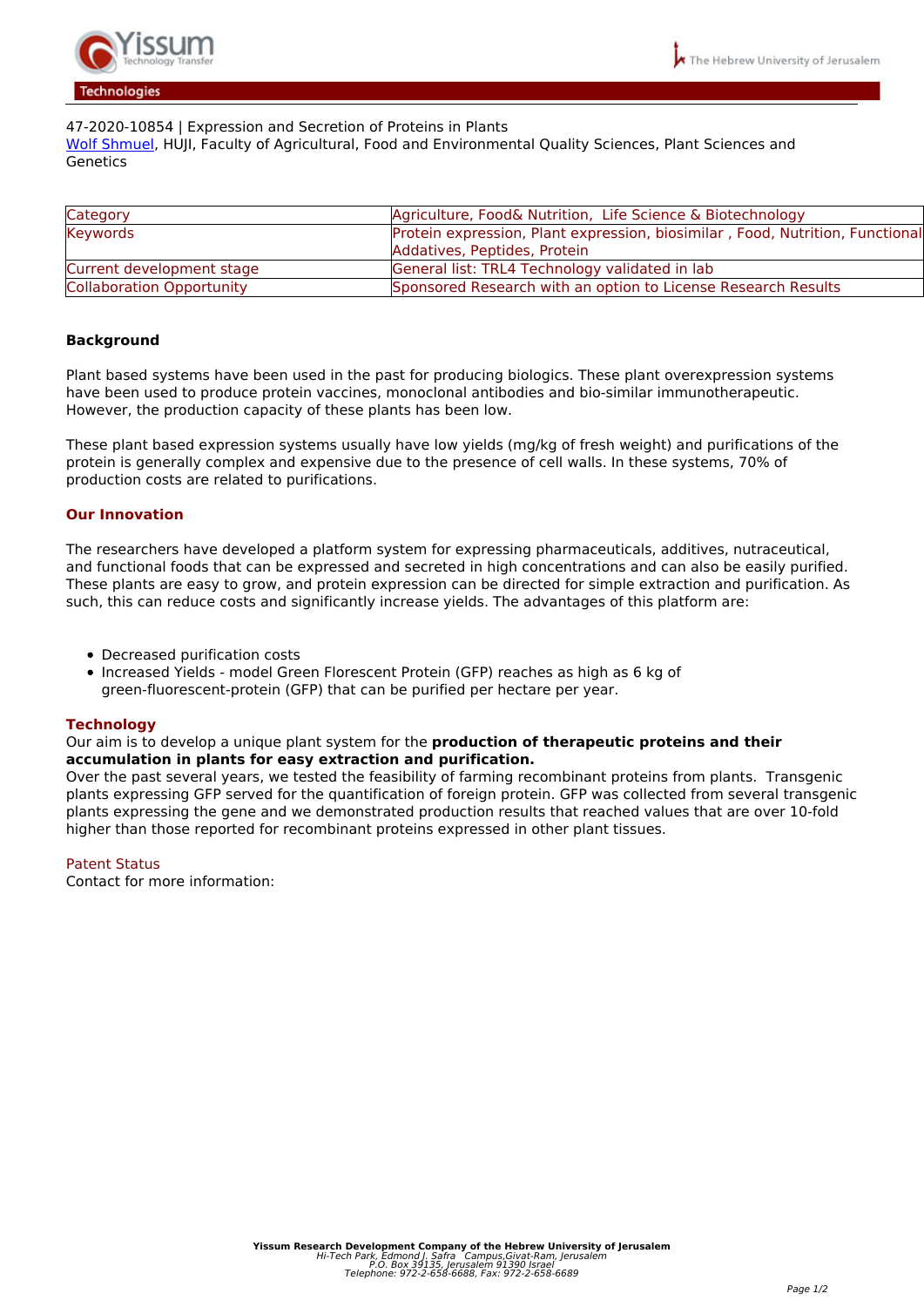47-2020-10854 | Expression and Secretion of Proteins in Plants
Wolf Shmuel, HUJI, Faculty of Agricultural, Food and Environmental Quality Sciences, Plant Sciences and Genetics

| | |
|---|---|
| Category | Agriculture, Food& Nutrition, Life Science & Biotechnology |
| Keywords | Protein expression, Plant expression, biosimilar , Food, Nutrition, Functional Addatives, Peptides, Protein |
| Current development stage | General list: TRL4 Technology validated in lab |
| Collaboration Opportunity | Sponsored Research with an option to License Research Results |

**Background**

Plant based systems have been used in the past for producing biologics. These plant overexpression systems have been used to produce protein vaccines, monoclonal antibodies and bio-similar immunotherapeutic. However, the production capacity of these plants has been low.

These plant based expression systems usually have low yields (mg/kg of fresh weight) and purifications of the protein is generally complex and expensive due to the presence of cell walls. In these systems, 70% of production costs are related to purifications.

## Our Innovation

The researchers have developed a platform system for expressing pharmaceuticals, additives, nutraceutical, and functional foods that can be expressed and secreted in high concentrations and can also be easily purified. These plants are easy to grow, and protein expression can be directed for simple extraction and purification. As such, this can reduce costs and significantly increase yields. The advantages of this platform are:

- Decreased purification costs
- Increased Yields - model Green Florescent Protein (GFP) reaches as high as 6 kg of green-fluorescent-protein (GFP) that can be purified per hectare per year.

## Technology

Our aim is to develop a unique plant system for the **production of therapeutic proteins and their accumulation in plants for easy extraction and purification.**
Over the past several years, we tested the feasibility of farming recombinant proteins from plants. Transgenic plants expressing GFP served for the quantification of foreign protein. GFP was collected from several transgenic plants expressing the gene and we demonstrated production results that reached values that are over 10-fold higher than those reported for recombinant proteins expressed in other plant tissues.

Patent Status
Contact for more information: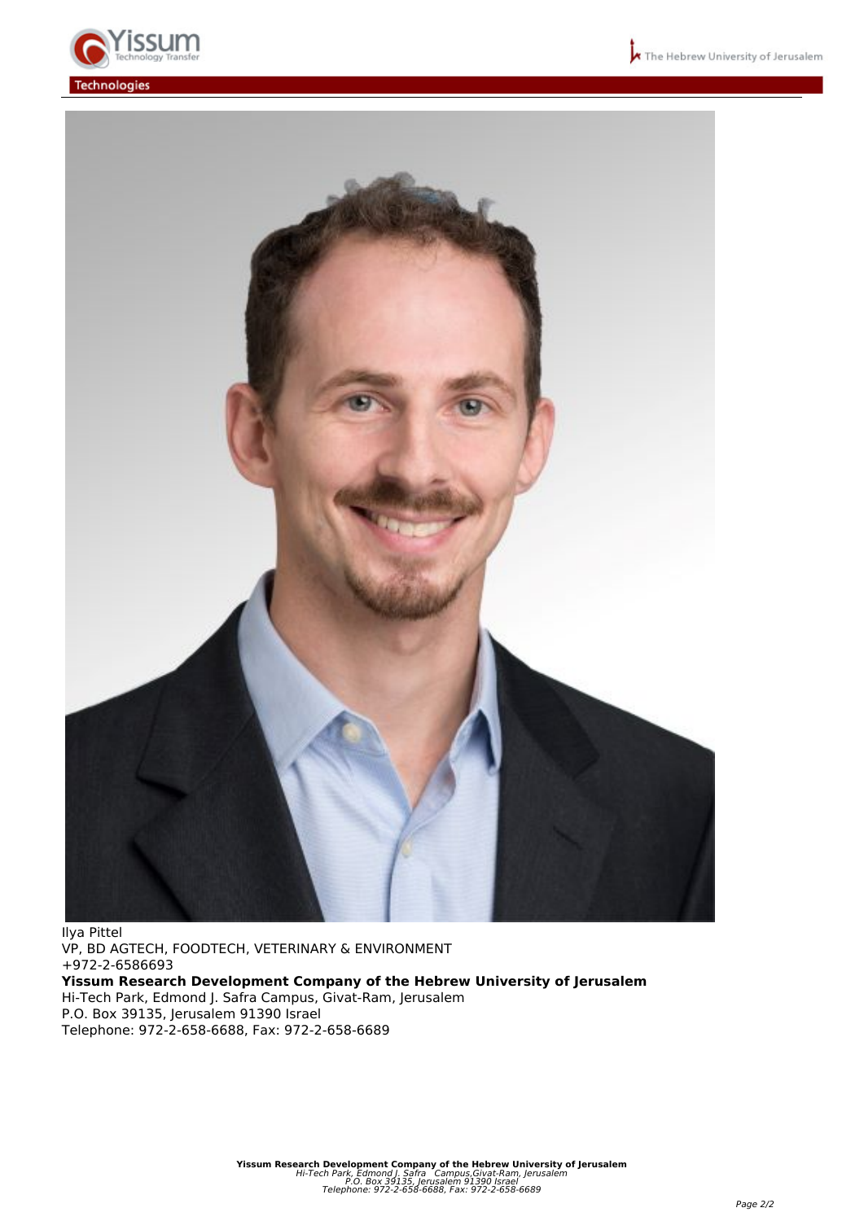Ilya Pittel
VP, BD AGTECH, FOODTECH, VETERINARY & ENVIRONMENT
+972-2-6586693
**Yissum Research Development Company of the Hebrew University of Jerusalem**
Hi-Tech Park, Edmond J. Safra Campus, Givat-Ram, Jerusalem
P.O. Box 39135, Jerusalem 91390 Israel
Telephone: 972-2-658-6688, Fax: 972-2-658-6689